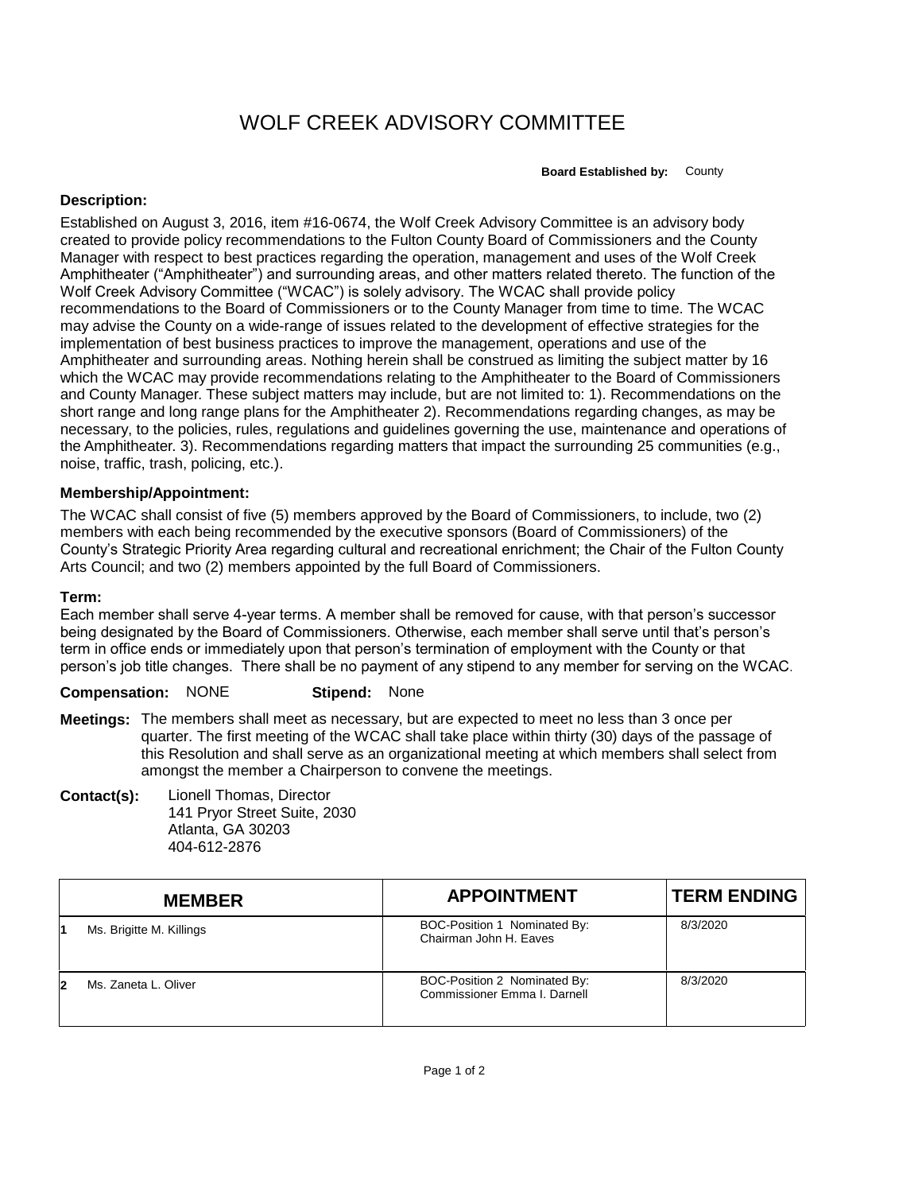# WOLF CREEK ADVISORY COMMITTEE

**Board Established by:** County

**Description:**

Established on August 3, 2016, item #16-0674, the Wolf Creek Advisory Committee is an advisory body created to provide policy recommendations to the Fulton County Board of Commissioners and the County Manager with respect to best practices regarding the operation, management and uses of the Wolf Creek Amphitheater ("Amphitheater") and surrounding areas, and other matters related thereto. The function of the Wolf Creek Advisory Committee ("WCAC") is solely advisory. The WCAC shall provide policy recommendations to the Board of Commissioners or to the County Manager from time to time. The WCAC may advise the County on a wide-range of issues related to the development of effective strategies for the implementation of best business practices to improve the management, operations and use of the Amphitheater and surrounding areas. Nothing herein shall be construed as limiting the subject matter by 16 which the WCAC may provide recommendations relating to the Amphitheater to the Board of Commissioners and County Manager. These subject matters may include, but are not limited to: 1). Recommendations on the short range and long range plans for the Amphitheater 2). Recommendations regarding changes, as may be necessary, to the policies, rules, regulations and guidelines governing the use, maintenance and operations of the Amphitheater. 3). Recommendations regarding matters that impact the surrounding 25 communities (e.g., noise, traffic, trash, policing, etc.).

**Membership/Appointment:**

The WCAC shall consist of five (5) members approved by the Board of Commissioners, to include, two (2) members with each being recommended by the executive sponsors (Board of Commissioners) of the County's Strategic Priority Area regarding cultural and recreational enrichment; the Chair of the Fulton County Arts Council; and two (2) members appointed by the full Board of Commissioners.

**Term:**

Each member shall serve 4-year terms. A member shall be removed for cause, with that person's successor being designated by the Board of Commissioners. Otherwise, each member shall serve until that's person's term in office ends or immediately upon that person's termination of employment with the County or that person's job title changes. There shall be no payment of any stipend to any member for serving on the WCAC.

**Compensation:** NONE **Stipend:** None

**Meetings:** The members shall meet as necessary, but are expected to meet no less than 3 once per quarter. The first meeting of the WCAC shall take place within thirty (30) days of the passage of this Resolution and shall serve as an organizational meeting at which members shall select from amongst the member a Chairperson to convene the meetings.

**Contact(s):** Lionell Thomas, Director
141 Pryor Street Suite, 2030
Atlanta, GA 30203
404-612-2876

| | MEMBER | APPOINTMENT | TERM ENDING |
|---|---|---|---|
| 1 | Ms. Brigitte M. Killings | BOC-Position 1 Nominated By: Chairman John H. Eaves | 8/3/2020 |
| 2 | Ms. Zaneta L. Oliver | BOC-Position 2 Nominated By: Commissioner Emma I. Darnell | 8/3/2020 |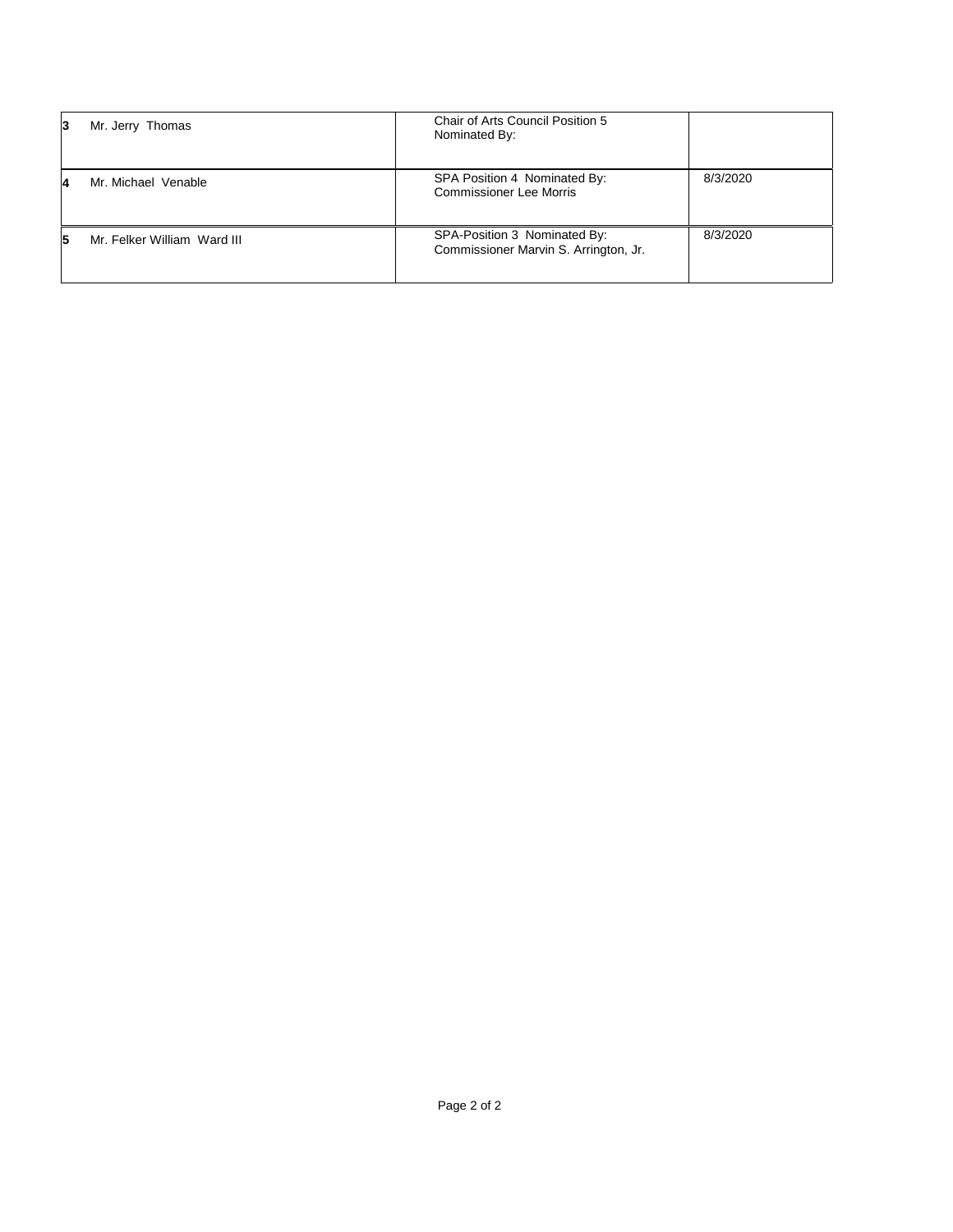| | | | |
|---|---|---|---|
| **3** | Mr. Jerry Thomas | Chair of Arts Council Position 5 Nominated By: | |
| **4** | Mr. Michael Venable | SPA Position 4 Nominated By: Commissioner Lee Morris | 8/3/2020 |
| **5** | Mr. Felker William Ward III | SPA-Position 3 Nominated By: Commissioner Marvin S. Arrington, Jr. | 8/3/2020 |